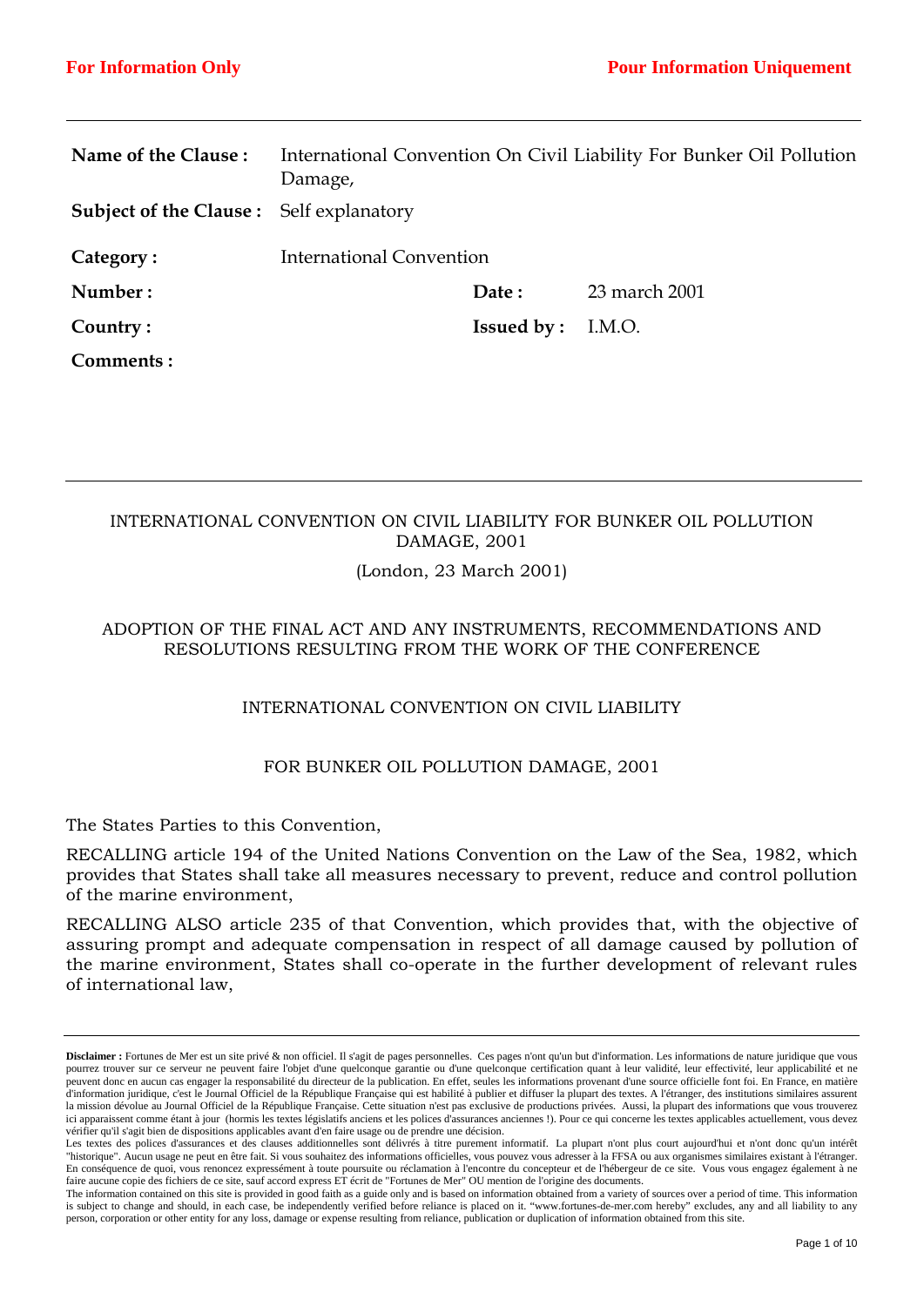**For Information Only** **Pour Information Uniquement**

| | | | |
|---|---|---|---|
| **Name of the Clause :** | International Convention On Civil Liability For Bunker Oil Pollution Damage, | | |
| **Subject of the Clause :** | Self explanatory | | |
| **Category :** | International Convention | | |
| **Number :** | | **Date :** | 23 march 2001 |
| **Country :** | | **Issued by :** | I.M.O. |
| **Comments :** | | | |

INTERNATIONAL CONVENTION ON CIVIL LIABILITY FOR BUNKER OIL POLLUTION DAMAGE, 2001

(London, 23 March 2001)

ADOPTION OF THE FINAL ACT AND ANY INSTRUMENTS, RECOMMENDATIONS AND RESOLUTIONS RESULTING FROM THE WORK OF THE CONFERENCE

# INTERNATIONAL CONVENTION ON CIVIL LIABILITY FOR BUNKER OIL POLLUTION DAMAGE, 2001

The States Parties to this Convention,

RECALLING article 194 of the United Nations Convention on the Law of the Sea, 1982, which provides that States shall take all measures necessary to prevent, reduce and control pollution of the marine environment,

RECALLING ALSO article 235 of that Convention, which provides that, with the objective of assuring prompt and adequate compensation in respect of all damage caused by pollution of the marine environment, States shall co-operate in the further development of relevant rules of international law,

**Disclaimer :** Fortunes de Mer est un site privé & non officiel. Il s'agit de pages personnelles. Ces pages n'ont qu'un but d'information. Les informations de nature juridique que vous pourrez trouver sur ce serveur ne peuvent faire l'objet d'une quelconque garantie ou d'une quelconque certification quant à leur validité, leur effectivité, leur applicabilité et ne peuvent donc en aucun cas engager la responsabilité du directeur de la publication. En effet, seules les informations provenant d'une source officielle font foi. En France, en matière d'information juridique, c'est le Journal Officiel de la République Française qui est habilité à publier et diffuser la plupart des textes. A l'étranger, des institutions similaires assurent la mission dévolue au Journal Officiel de la République Française. Cette situation n'est pas exclusive de productions privées. Aussi, la plupart des informations que vous trouverez ici apparaissent comme étant à jour (hormis les textes législatifs anciens et les polices d'assurances anciennes !). Pour ce qui concerne les textes applicables actuellement, vous devez vérifier qu'il s'agit bien de dispositions applicables avant d'en faire usage ou de prendre une décision.
Les textes des polices d'assurances et des clauses additionnelles sont délivrés à titre purement informatif. La plupart n'ont plus court aujourd'hui et n'ont donc qu'un intérêt "historique". Aucun usage ne peut en être fait. Si vous souhaitez des informations officielles, vous pouvez vous adresser à la FFSA ou aux organismes similaires existant à l'étranger. En conséquence de quoi, vous renoncez expressément à toute poursuite ou réclamation à l'encontre du concepteur et de l'hébergeur de ce site. Vous vous engagez également à ne faire aucune copie des fichiers de ce site, sauf accord express ET écrit de "Fortunes de Mer" OU mention de l'origine des documents.
The information contained on this site is provided in good faith as a guide only and is based on information obtained from a variety of sources over a period of time. This information is subject to change and should, in each case, be independently verified before reliance is placed on it. "www.fortunes-de-mer.com hereby" excludes, any and all liability to any person, corporation or other entity for any loss, damage or expense resulting from reliance, publication or duplication of information obtained from this site.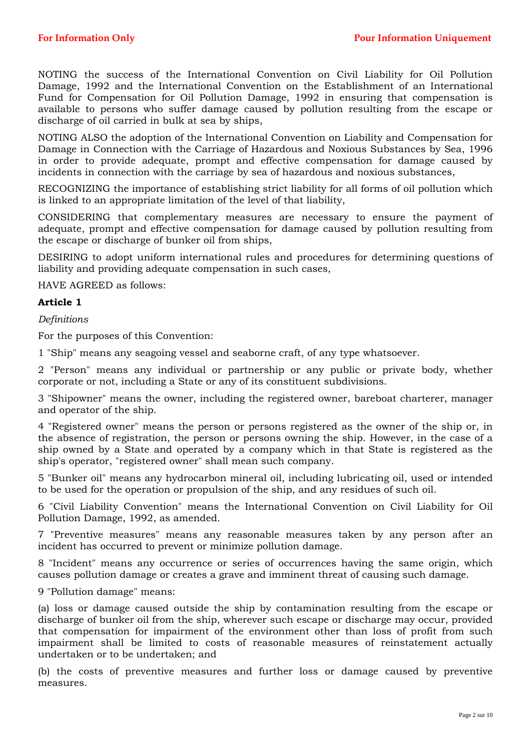NOTING the success of the International Convention on Civil Liability for Oil Pollution Damage, 1992 and the International Convention on the Establishment of an International Fund for Compensation for Oil Pollution Damage, 1992 in ensuring that compensation is available to persons who suffer damage caused by pollution resulting from the escape or discharge of oil carried in bulk at sea by ships,

NOTING ALSO the adoption of the International Convention on Liability and Compensation for Damage in Connection with the Carriage of Hazardous and Noxious Substances by Sea, 1996 in order to provide adequate, prompt and effective compensation for damage caused by incidents in connection with the carriage by sea of hazardous and noxious substances,

RECOGNIZING the importance of establishing strict liability for all forms of oil pollution which is linked to an appropriate limitation of the level of that liability,

CONSIDERING that complementary measures are necessary to ensure the payment of adequate, prompt and effective compensation for damage caused by pollution resulting from the escape or discharge of bunker oil from ships,

DESIRING to adopt uniform international rules and procedures for determining questions of liability and providing adequate compensation in such cases,

HAVE AGREED as follows:

**Article 1**

*Definitions*

For the purposes of this Convention:

1 "Ship" means any seagoing vessel and seaborne craft, of any type whatsoever.

2 "Person" means any individual or partnership or any public or private body, whether corporate or not, including a State or any of its constituent subdivisions.

3 "Shipowner" means the owner, including the registered owner, bareboat charterer, manager and operator of the ship.

4 "Registered owner" means the person or persons registered as the owner of the ship or, in the absence of registration, the person or persons owning the ship. However, in the case of a ship owned by a State and operated by a company which in that State is registered as the ship's operator, "registered owner" shall mean such company.

5 "Bunker oil" means any hydrocarbon mineral oil, including lubricating oil, used or intended to be used for the operation or propulsion of the ship, and any residues of such oil.

6 "Civil Liability Convention" means the International Convention on Civil Liability for Oil Pollution Damage, 1992, as amended.

7 "Preventive measures" means any reasonable measures taken by any person after an incident has occurred to prevent or minimize pollution damage.

8 "Incident" means any occurrence or series of occurrences having the same origin, which causes pollution damage or creates a grave and imminent threat of causing such damage.

9 "Pollution damage" means:

(a) loss or damage caused outside the ship by contamination resulting from the escape or discharge of bunker oil from the ship, wherever such escape or discharge may occur, provided that compensation for impairment of the environment other than loss of profit from such impairment shall be limited to costs of reasonable measures of reinstatement actually undertaken or to be undertaken; and

(b) the costs of preventive measures and further loss or damage caused by preventive measures.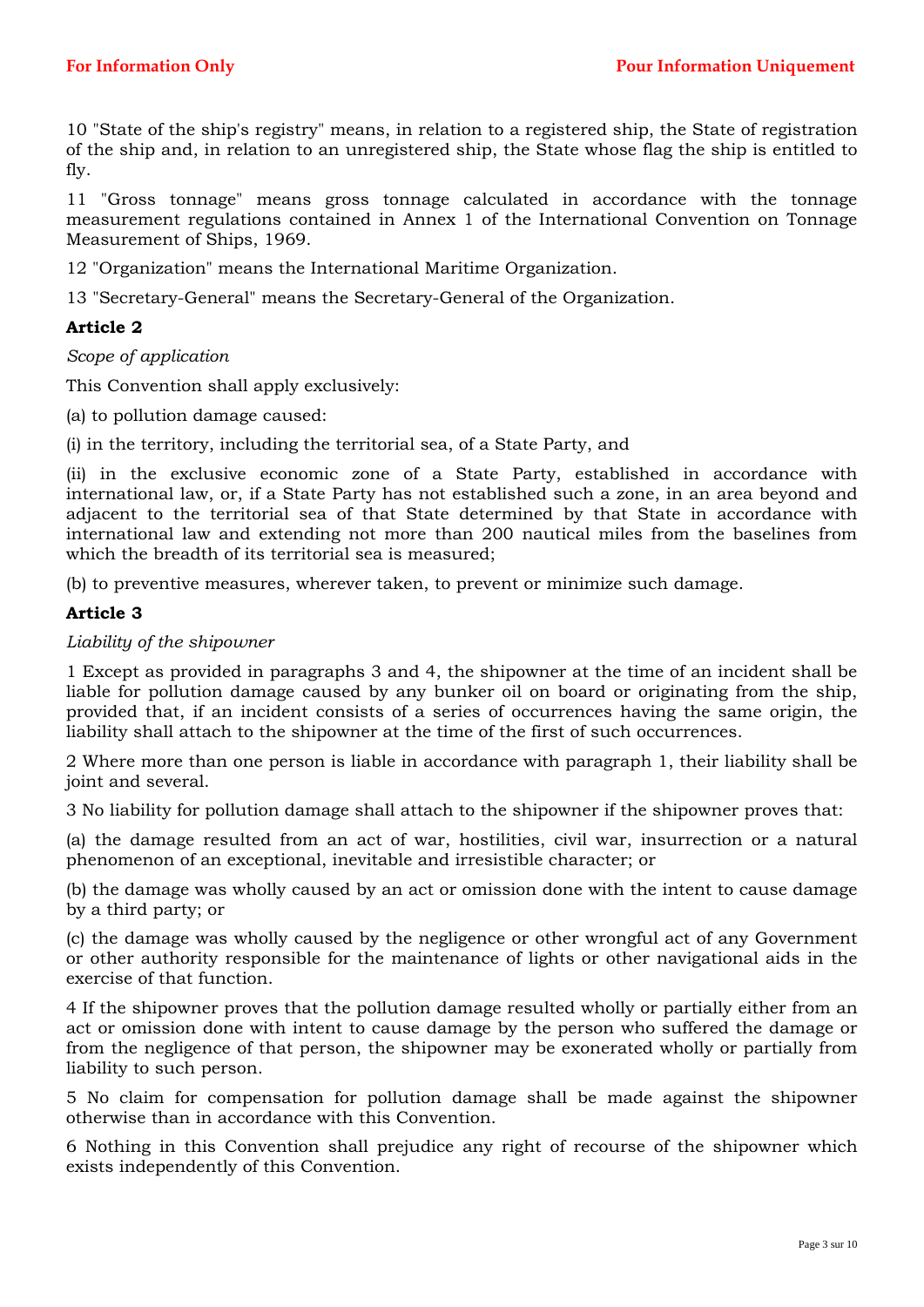10 "State of the ship's registry" means, in relation to a registered ship, the State of registration of the ship and, in relation to an unregistered ship, the State whose flag the ship is entitled to fly.

11 "Gross tonnage" means gross tonnage calculated in accordance with the tonnage measurement regulations contained in Annex 1 of the International Convention on Tonnage Measurement of Ships, 1969.

12 "Organization" means the International Maritime Organization.

13 "Secretary-General" means the Secretary-General of the Organization.

**Article 2**

*Scope of application*

This Convention shall apply exclusively:

(a) to pollution damage caused:

(i) in the territory, including the territorial sea, of a State Party, and

(ii) in the exclusive economic zone of a State Party, established in accordance with international law, or, if a State Party has not established such a zone, in an area beyond and adjacent to the territorial sea of that State determined by that State in accordance with international law and extending not more than 200 nautical miles from the baselines from which the breadth of its territorial sea is measured;

(b) to preventive measures, wherever taken, to prevent or minimize such damage.

**Article 3**

*Liability of the shipowner*

1 Except as provided in paragraphs 3 and 4, the shipowner at the time of an incident shall be liable for pollution damage caused by any bunker oil on board or originating from the ship, provided that, if an incident consists of a series of occurrences having the same origin, the liability shall attach to the shipowner at the time of the first of such occurrences.

2 Where more than one person is liable in accordance with paragraph 1, their liability shall be joint and several.

3 No liability for pollution damage shall attach to the shipowner if the shipowner proves that:

(a) the damage resulted from an act of war, hostilities, civil war, insurrection or a natural phenomenon of an exceptional, inevitable and irresistible character; or

(b) the damage was wholly caused by an act or omission done with the intent to cause damage by a third party; or

(c) the damage was wholly caused by the negligence or other wrongful act of any Government or other authority responsible for the maintenance of lights or other navigational aids in the exercise of that function.

4 If the shipowner proves that the pollution damage resulted wholly or partially either from an act or omission done with intent to cause damage by the person who suffered the damage or from the negligence of that person, the shipowner may be exonerated wholly or partially from liability to such person.

5 No claim for compensation for pollution damage shall be made against the shipowner otherwise than in accordance with this Convention.

6 Nothing in this Convention shall prejudice any right of recourse of the shipowner which exists independently of this Convention.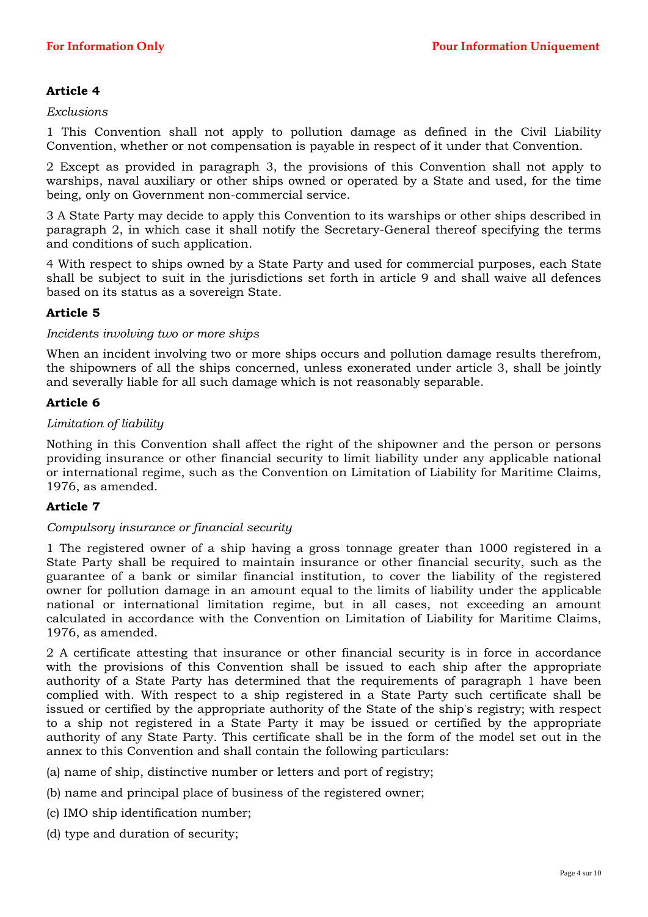**Article 4**

*Exclusions*

1 This Convention shall not apply to pollution damage as defined in the Civil Liability Convention, whether or not compensation is payable in respect of it under that Convention.

2 Except as provided in paragraph 3, the provisions of this Convention shall not apply to warships, naval auxiliary or other ships owned or operated by a State and used, for the time being, only on Government non-commercial service.

3 A State Party may decide to apply this Convention to its warships or other ships described in paragraph 2, in which case it shall notify the Secretary-General thereof specifying the terms and conditions of such application.

4 With respect to ships owned by a State Party and used for commercial purposes, each State shall be subject to suit in the jurisdictions set forth in article 9 and shall waive all defences based on its status as a sovereign State.

**Article 5**

*Incidents involving two or more ships*

When an incident involving two or more ships occurs and pollution damage results therefrom, the shipowners of all the ships concerned, unless exonerated under article 3, shall be jointly and severally liable for all such damage which is not reasonably separable.

**Article 6**

*Limitation of liability*

Nothing in this Convention shall affect the right of the shipowner and the person or persons providing insurance or other financial security to limit liability under any applicable national or international regime, such as the Convention on Limitation of Liability for Maritime Claims, 1976, as amended.

**Article 7**

*Compulsory insurance or financial security*

1 The registered owner of a ship having a gross tonnage greater than 1000 registered in a State Party shall be required to maintain insurance or other financial security, such as the guarantee of a bank or similar financial institution, to cover the liability of the registered owner for pollution damage in an amount equal to the limits of liability under the applicable national or international limitation regime, but in all cases, not exceeding an amount calculated in accordance with the Convention on Limitation of Liability for Maritime Claims, 1976, as amended.

2 A certificate attesting that insurance or other financial security is in force in accordance with the provisions of this Convention shall be issued to each ship after the appropriate authority of a State Party has determined that the requirements of paragraph 1 have been complied with. With respect to a ship registered in a State Party such certificate shall be issued or certified by the appropriate authority of the State of the ship's registry; with respect to a ship not registered in a State Party it may be issued or certified by the appropriate authority of any State Party. This certificate shall be in the form of the model set out in the annex to this Convention and shall contain the following particulars:

(a) name of ship, distinctive number or letters and port of registry;

(b) name and principal place of business of the registered owner;

(c) IMO ship identification number;

(d) type and duration of security;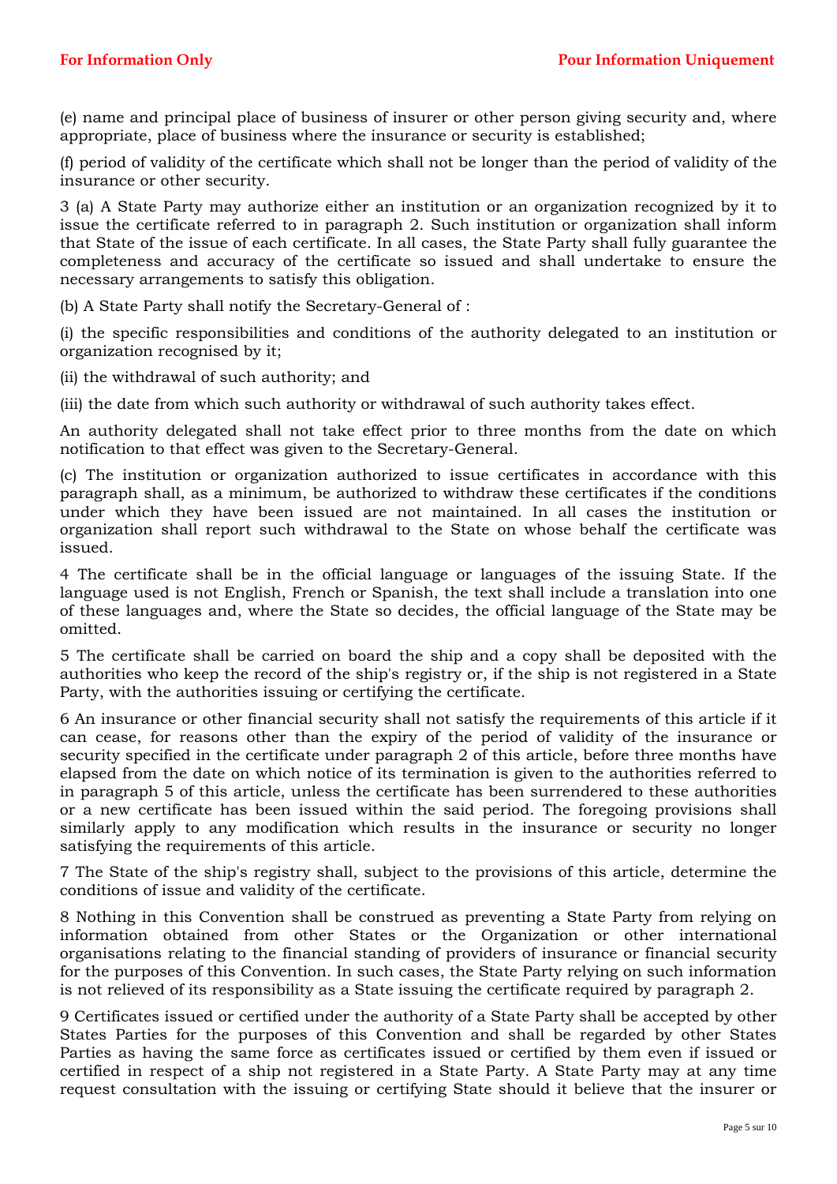(e) name and principal place of business of insurer or other person giving security and, where appropriate, place of business where the insurance or security is established;

(f) period of validity of the certificate which shall not be longer than the period of validity of the insurance or other security.

3 (a) A State Party may authorize either an institution or an organization recognized by it to issue the certificate referred to in paragraph 2. Such institution or organization shall inform that State of the issue of each certificate. In all cases, the State Party shall fully guarantee the completeness and accuracy of the certificate so issued and shall undertake to ensure the necessary arrangements to satisfy this obligation.

(b) A State Party shall notify the Secretary-General of :

(i) the specific responsibilities and conditions of the authority delegated to an institution or organization recognised by it;

(ii) the withdrawal of such authority; and

(iii) the date from which such authority or withdrawal of such authority takes effect.

An authority delegated shall not take effect prior to three months from the date on which notification to that effect was given to the Secretary-General.

(c) The institution or organization authorized to issue certificates in accordance with this paragraph shall, as a minimum, be authorized to withdraw these certificates if the conditions under which they have been issued are not maintained. In all cases the institution or organization shall report such withdrawal to the State on whose behalf the certificate was issued.

4 The certificate shall be in the official language or languages of the issuing State. If the language used is not English, French or Spanish, the text shall include a translation into one of these languages and, where the State so decides, the official language of the State may be omitted.

5 The certificate shall be carried on board the ship and a copy shall be deposited with the authorities who keep the record of the ship's registry or, if the ship is not registered in a State Party, with the authorities issuing or certifying the certificate.

6 An insurance or other financial security shall not satisfy the requirements of this article if it can cease, for reasons other than the expiry of the period of validity of the insurance or security specified in the certificate under paragraph 2 of this article, before three months have elapsed from the date on which notice of its termination is given to the authorities referred to in paragraph 5 of this article, unless the certificate has been surrendered to these authorities or a new certificate has been issued within the said period. The foregoing provisions shall similarly apply to any modification which results in the insurance or security no longer satisfying the requirements of this article.

7 The State of the ship's registry shall, subject to the provisions of this article, determine the conditions of issue and validity of the certificate.

8 Nothing in this Convention shall be construed as preventing a State Party from relying on information obtained from other States or the Organization or other international organisations relating to the financial standing of providers of insurance or financial security for the purposes of this Convention. In such cases, the State Party relying on such information is not relieved of its responsibility as a State issuing the certificate required by paragraph 2.

9 Certificates issued or certified under the authority of a State Party shall be accepted by other States Parties for the purposes of this Convention and shall be regarded by other States Parties as having the same force as certificates issued or certified by them even if issued or certified in respect of a ship not registered in a State Party. A State Party may at any time request consultation with the issuing or certifying State should it believe that the insurer or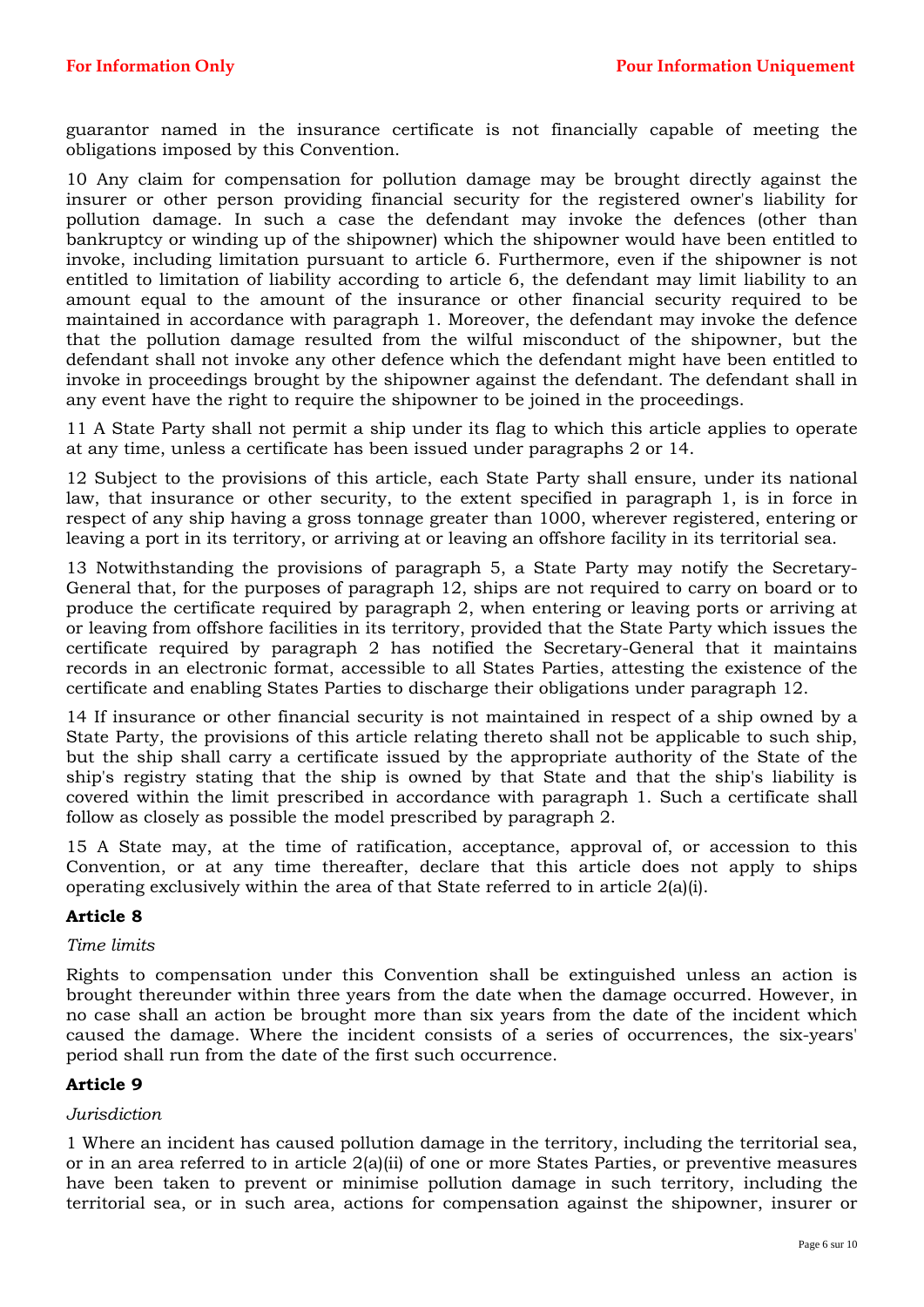guarantor named in the insurance certificate is not financially capable of meeting the obligations imposed by this Convention.

10 Any claim for compensation for pollution damage may be brought directly against the insurer or other person providing financial security for the registered owner's liability for pollution damage. In such a case the defendant may invoke the defences (other than bankruptcy or winding up of the shipowner) which the shipowner would have been entitled to invoke, including limitation pursuant to article 6. Furthermore, even if the shipowner is not entitled to limitation of liability according to article 6, the defendant may limit liability to an amount equal to the amount of the insurance or other financial security required to be maintained in accordance with paragraph 1. Moreover, the defendant may invoke the defence that the pollution damage resulted from the wilful misconduct of the shipowner, but the defendant shall not invoke any other defence which the defendant might have been entitled to invoke in proceedings brought by the shipowner against the defendant. The defendant shall in any event have the right to require the shipowner to be joined in the proceedings.

11 A State Party shall not permit a ship under its flag to which this article applies to operate at any time, unless a certificate has been issued under paragraphs 2 or 14.

12 Subject to the provisions of this article, each State Party shall ensure, under its national law, that insurance or other security, to the extent specified in paragraph 1, is in force in respect of any ship having a gross tonnage greater than 1000, wherever registered, entering or leaving a port in its territory, or arriving at or leaving an offshore facility in its territorial sea.

13 Notwithstanding the provisions of paragraph 5, a State Party may notify the Secretary-General that, for the purposes of paragraph 12, ships are not required to carry on board or to produce the certificate required by paragraph 2, when entering or leaving ports or arriving at or leaving from offshore facilities in its territory, provided that the State Party which issues the certificate required by paragraph 2 has notified the Secretary-General that it maintains records in an electronic format, accessible to all States Parties, attesting the existence of the certificate and enabling States Parties to discharge their obligations under paragraph 12.

14 If insurance or other financial security is not maintained in respect of a ship owned by a State Party, the provisions of this article relating thereto shall not be applicable to such ship, but the ship shall carry a certificate issued by the appropriate authority of the State of the ship's registry stating that the ship is owned by that State and that the ship's liability is covered within the limit prescribed in accordance with paragraph 1. Such a certificate shall follow as closely as possible the model prescribed by paragraph 2.

15 A State may, at the time of ratification, acceptance, approval of, or accession to this Convention, or at any time thereafter, declare that this article does not apply to ships operating exclusively within the area of that State referred to in article 2(a)(i).

**Article 8**

*Time limits*

Rights to compensation under this Convention shall be extinguished unless an action is brought thereunder within three years from the date when the damage occurred. However, in no case shall an action be brought more than six years from the date of the incident which caused the damage. Where the incident consists of a series of occurrences, the six-years' period shall run from the date of the first such occurrence.

**Article 9**

*Jurisdiction*

1 Where an incident has caused pollution damage in the territory, including the territorial sea, or in an area referred to in article 2(a)(ii) of one or more States Parties, or preventive measures have been taken to prevent or minimise pollution damage in such territory, including the territorial sea, or in such area, actions for compensation against the shipowner, insurer or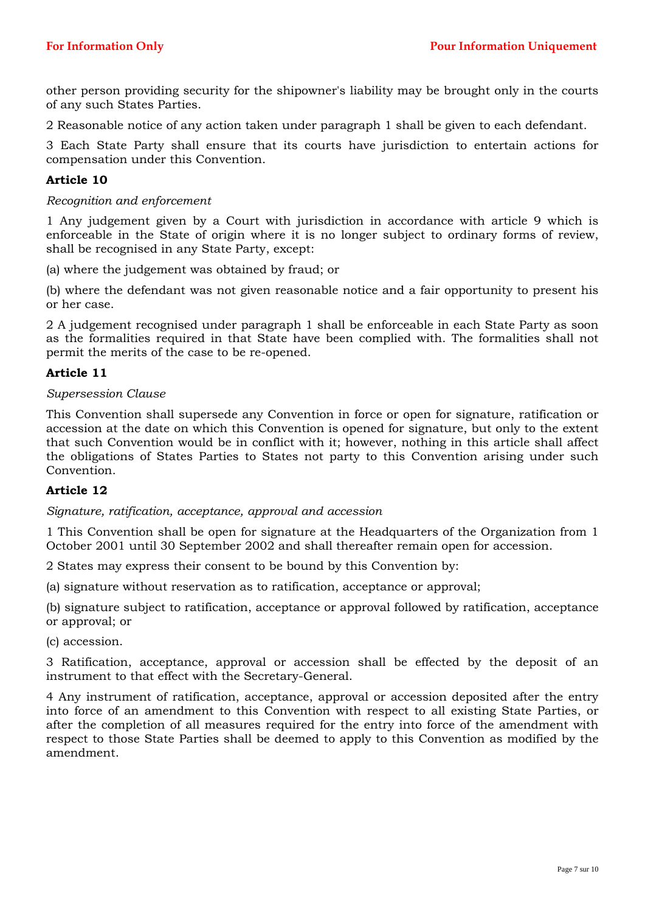other person providing security for the shipowner's liability may be brought only in the courts of any such States Parties.

2 Reasonable notice of any action taken under paragraph 1 shall be given to each defendant.

3 Each State Party shall ensure that its courts have jurisdiction to entertain actions for compensation under this Convention.

**Article 10**

*Recognition and enforcement*

1 Any judgement given by a Court with jurisdiction in accordance with article 9 which is enforceable in the State of origin where it is no longer subject to ordinary forms of review, shall be recognised in any State Party, except:

(a) where the judgement was obtained by fraud; or

(b) where the defendant was not given reasonable notice and a fair opportunity to present his or her case.

2 A judgement recognised under paragraph 1 shall be enforceable in each State Party as soon as the formalities required in that State have been complied with. The formalities shall not permit the merits of the case to be re-opened.

**Article 11**

*Supersession Clause*

This Convention shall supersede any Convention in force or open for signature, ratification or accession at the date on which this Convention is opened for signature, but only to the extent that such Convention would be in conflict with it; however, nothing in this article shall affect the obligations of States Parties to States not party to this Convention arising under such Convention.

**Article 12**

*Signature, ratification, acceptance, approval and accession*

1 This Convention shall be open for signature at the Headquarters of the Organization from 1 October 2001 until 30 September 2002 and shall thereafter remain open for accession.

2 States may express their consent to be bound by this Convention by:

(a) signature without reservation as to ratification, acceptance or approval;

(b) signature subject to ratification, acceptance or approval followed by ratification, acceptance or approval; or

(c) accession.

3 Ratification, acceptance, approval or accession shall be effected by the deposit of an instrument to that effect with the Secretary-General.

4 Any instrument of ratification, acceptance, approval or accession deposited after the entry into force of an amendment to this Convention with respect to all existing State Parties, or after the completion of all measures required for the entry into force of the amendment with respect to those State Parties shall be deemed to apply to this Convention as modified by the amendment.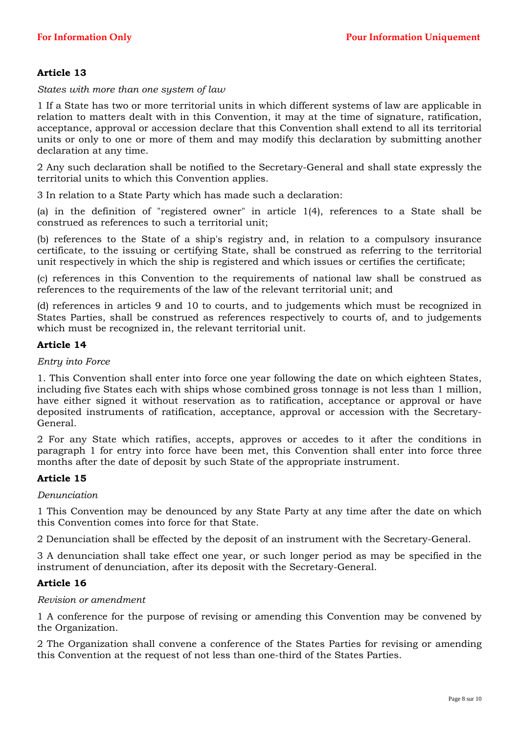## Article 13

*States with more than one system of law*

1 If a State has two or more territorial units in which different systems of law are applicable in relation to matters dealt with in this Convention, it may at the time of signature, ratification, acceptance, approval or accession declare that this Convention shall extend to all its territorial units or only to one or more of them and may modify this declaration by submitting another declaration at any time.

2 Any such declaration shall be notified to the Secretary-General and shall state expressly the territorial units to which this Convention applies.

3 In relation to a State Party which has made such a declaration:

(a) in the definition of "registered owner" in article 1(4), references to a State shall be construed as references to such a territorial unit;

(b) references to the State of a ship's registry and, in relation to a compulsory insurance certificate, to the issuing or certifying State, shall be construed as referring to the territorial unit respectively in which the ship is registered and which issues or certifies the certificate;

(c) references in this Convention to the requirements of national law shall be construed as references to the requirements of the law of the relevant territorial unit; and

(d) references in articles 9 and 10 to courts, and to judgements which must be recognized in States Parties, shall be construed as references respectively to courts of, and to judgements which must be recognized in, the relevant territorial unit.

## Article 14

*Entry into Force*

1. This Convention shall enter into force one year following the date on which eighteen States, including five States each with ships whose combined gross tonnage is not less than 1 million, have either signed it without reservation as to ratification, acceptance or approval or have deposited instruments of ratification, acceptance, approval or accession with the Secretary-General.

2 For any State which ratifies, accepts, approves or accedes to it after the conditions in paragraph 1 for entry into force have been met, this Convention shall enter into force three months after the date of deposit by such State of the appropriate instrument.

## Article 15

*Denunciation*

1 This Convention may be denounced by any State Party at any time after the date on which this Convention comes into force for that State.

2 Denunciation shall be effected by the deposit of an instrument with the Secretary-General.

3 A denunciation shall take effect one year, or such longer period as may be specified in the instrument of denunciation, after its deposit with the Secretary-General.

## Article 16

*Revision or amendment*

1 A conference for the purpose of revising or amending this Convention may be convened by the Organization.

2 The Organization shall convene a conference of the States Parties for revising or amending this Convention at the request of not less than one-third of the States Parties.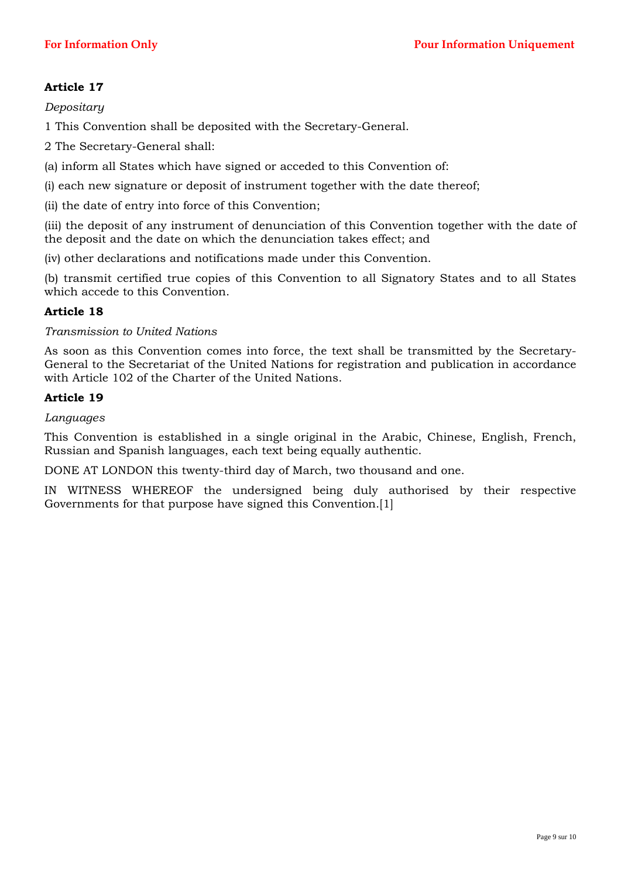**Article 17**

*Depositary*

1 This Convention shall be deposited with the Secretary-General.

2 The Secretary-General shall:

(a) inform all States which have signed or acceded to this Convention of:

(i) each new signature or deposit of instrument together with the date thereof;

(ii) the date of entry into force of this Convention;

(iii) the deposit of any instrument of denunciation of this Convention together with the date of the deposit and the date on which the denunciation takes effect; and

(iv) other declarations and notifications made under this Convention.

(b) transmit certified true copies of this Convention to all Signatory States and to all States which accede to this Convention.

**Article 18**

*Transmission to United Nations*

As soon as this Convention comes into force, the text shall be transmitted by the Secretary-General to the Secretariat of the United Nations for registration and publication in accordance with Article 102 of the Charter of the United Nations.

**Article 19**

*Languages*

This Convention is established in a single original in the Arabic, Chinese, English, French, Russian and Spanish languages, each text being equally authentic.

DONE AT LONDON this twenty-third day of March, two thousand and one.

IN WITNESS WHEREOF the undersigned being duly authorised by their respective Governments for that purpose have signed this Convention.[1]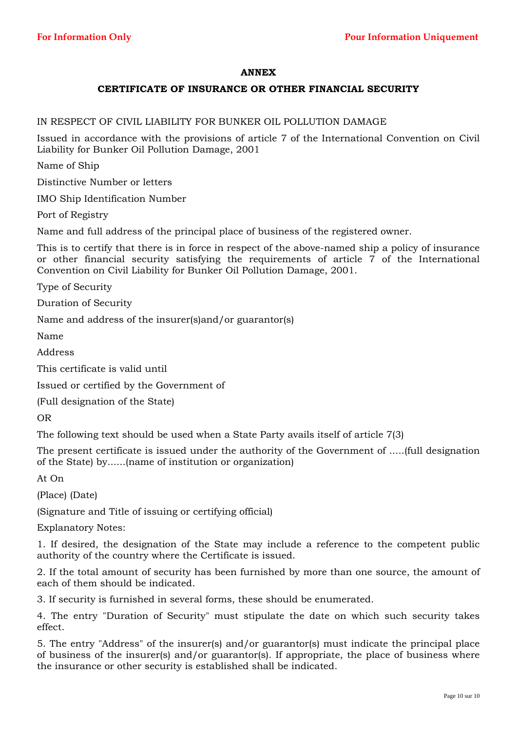**ANNEX**

**CERTIFICATE OF INSURANCE OR OTHER FINANCIAL SECURITY**

IN RESPECT OF CIVIL LIABILITY FOR BUNKER OIL POLLUTION DAMAGE

Issued in accordance with the provisions of article 7 of the International Convention on Civil Liability for Bunker Oil Pollution Damage, 2001

Name of Ship

Distinctive Number or letters

IMO Ship Identification Number

Port of Registry

Name and full address of the principal place of business of the registered owner.

This is to certify that there is in force in respect of the above-named ship a policy of insurance or other financial security satisfying the requirements of article 7 of the International Convention on Civil Liability for Bunker Oil Pollution Damage, 2001.

Type of Security

Duration of Security

Name and address of the insurer(s)and/or guarantor(s)

Name

Address

This certificate is valid until

Issued or certified by the Government of

(Full designation of the State)

OR

The following text should be used when a State Party avails itself of article 7(3)

The present certificate is issued under the authority of the Government of .....(full designation of the State) by......(name of institution or organization)

At On

(Place) (Date)

(Signature and Title of issuing or certifying official)

Explanatory Notes:

1. If desired, the designation of the State may include a reference to the competent public authority of the country where the Certificate is issued.

2. If the total amount of security has been furnished by more than one source, the amount of each of them should be indicated.

3. If security is furnished in several forms, these should be enumerated.

4. The entry "Duration of Security" must stipulate the date on which such security takes effect.

5. The entry "Address" of the insurer(s) and/or guarantor(s) must indicate the principal place of business of the insurer(s) and/or guarantor(s). If appropriate, the place of business where the insurance or other security is established shall be indicated.